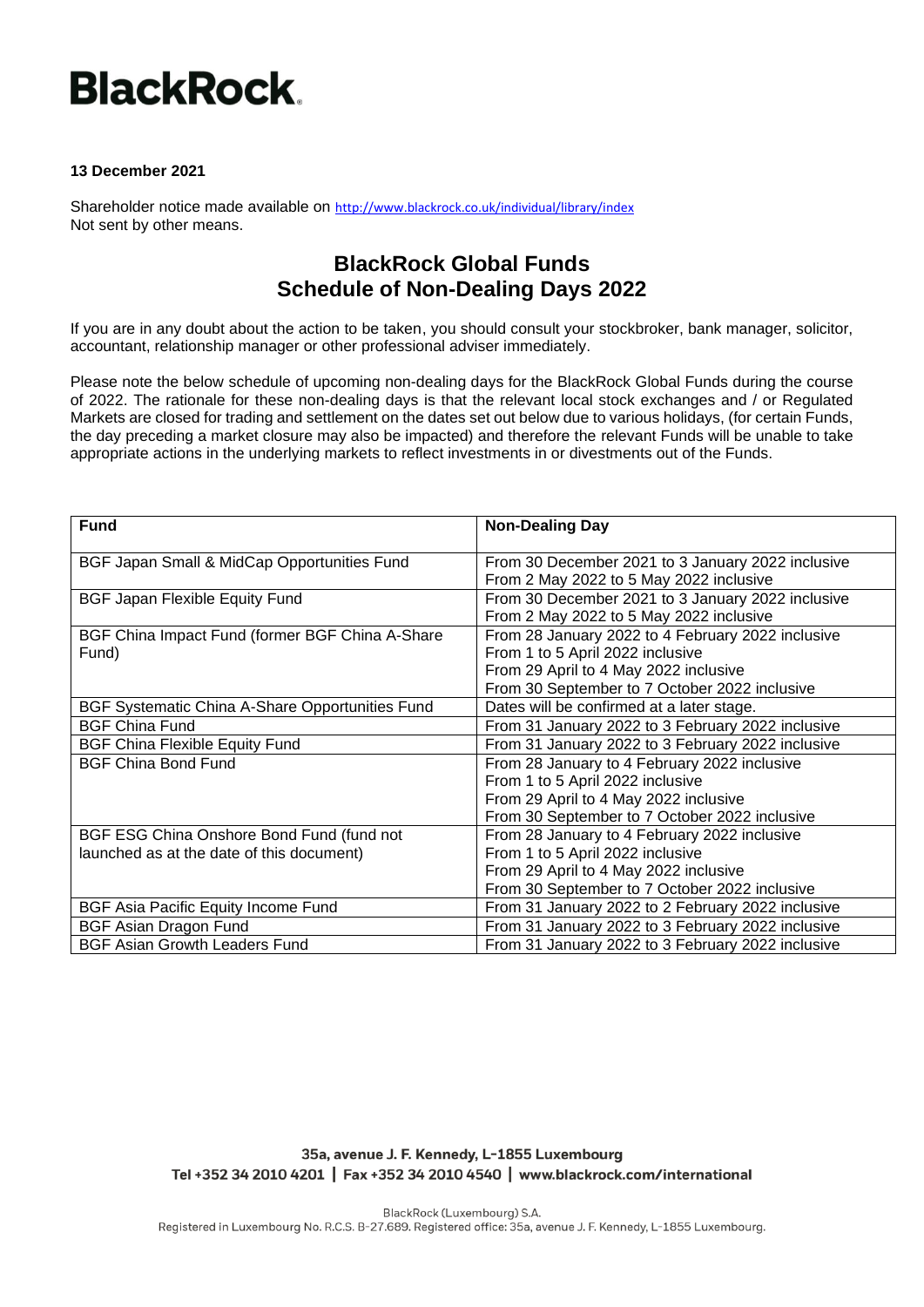BlackRock

**13 December 2021**

Shareholder notice made available on http://www.blackrock.co.uk/individual/library/index
Not sent by other means.

# BlackRock Global Funds
# Schedule of Non-Dealing Days 2022

If you are in any doubt about the action to be taken, you should consult your stockbroker, bank manager, solicitor, accountant, relationship manager or other professional adviser immediately.

Please note the below schedule of upcoming non-dealing days for the BlackRock Global Funds during the course of 2022. The rationale for these non-dealing days is that the relevant local stock exchanges and / or Regulated Markets are closed for trading and settlement on the dates set out below due to various holidays, (for certain Funds, the day preceding a market closure may also be impacted) and therefore the relevant Funds will be unable to take appropriate actions in the underlying markets to reflect investments in or divestments out of the Funds.

| Fund | Non-Dealing Day |
|---|---|
| BGF Japan Small & MidCap Opportunities Fund | From 30 December 2021 to 3 January 2022 inclusive<br>From 2 May 2022 to 5 May 2022 inclusive |
| BGF Japan Flexible Equity Fund | From 30 December 2021 to 3 January 2022 inclusive<br>From 2 May 2022 to 5 May 2022 inclusive |
| BGF China Impact Fund (former BGF China A-Share Fund) | From 28 January 2022 to 4 February 2022 inclusive<br>From 1 to 5 April 2022 inclusive<br>From 29 April to 4 May 2022 inclusive<br>From 30 September to 7 October 2022 inclusive |
| BGF Systematic China A-Share Opportunities Fund | Dates will be confirmed at a later stage. |
| BGF China Fund | From 31 January 2022 to 3 February 2022 inclusive |
| BGF China Flexible Equity Fund | From 31 January 2022 to 3 February 2022 inclusive |
| BGF China Bond Fund | From 28 January to 4 February 2022 inclusive<br>From 1 to 5 April 2022 inclusive<br>From 29 April to 4 May 2022 inclusive<br>From 30 September to 7 October 2022 inclusive |
| BGF ESG China Onshore Bond Fund (fund not launched as at the date of this document) | From 28 January to 4 February 2022 inclusive<br>From 1 to 5 April 2022 inclusive<br>From 29 April to 4 May 2022 inclusive<br>From 30 September to 7 October 2022 inclusive |
| BGF Asia Pacific Equity Income Fund | From 31 January 2022 to 2 February 2022 inclusive |
| BGF Asian Dragon Fund | From 31 January 2022 to 3 February 2022 inclusive |
| BGF Asian Growth Leaders Fund | From 31 January 2022 to 3 February 2022 inclusive |

35a, avenue J. F. Kennedy, L-1855 Luxembourg
Tel +352 34 2010 4201 | Fax +352 34 2010 4540 | www.blackrock.com/international

BlackRock (Luxembourg) S.A.
Registered in Luxembourg No. R.C.S. B-27.689. Registered office: 35a, avenue J. F. Kennedy, L-1855 Luxembourg.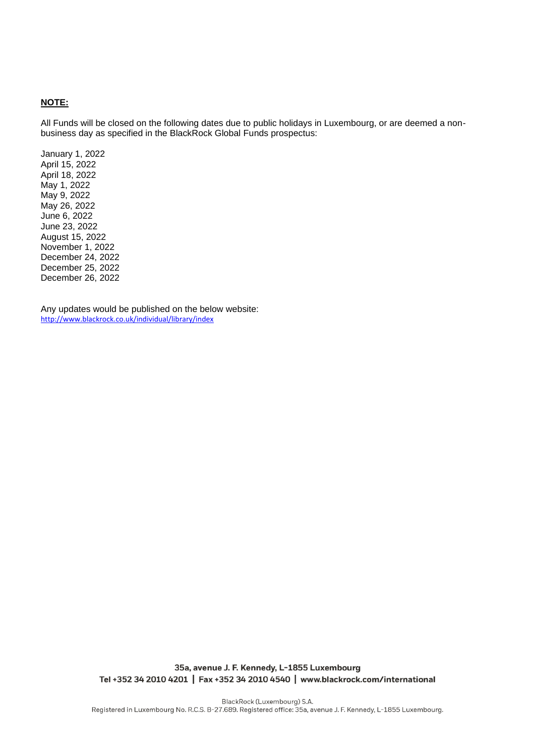**NOTE:**

All Funds will be closed on the following dates due to public holidays in Luxembourg, or are deemed a non-business day as specified in the BlackRock Global Funds prospectus:

January 1, 2022
April 15, 2022
April 18, 2022
May 1, 2022
May 9, 2022
May 26, 2022
June 6, 2022
June 23, 2022
August 15, 2022
November 1, 2022
December 24, 2022
December 25, 2022
December 26, 2022

Any updates would be published on the below website:
http://www.blackrock.co.uk/individual/library/index

**35a, avenue J. F. Kennedy, L-1855 Luxembourg**
**Tel +352 34 2010 4201 | Fax +352 34 2010 4540 | www.blackrock.com/international**

BlackRock (Luxembourg) S.A.
Registered in Luxembourg No. R.C.S. B-27.689. Registered office: 35a, avenue J. F. Kennedy, L-1855 Luxembourg.